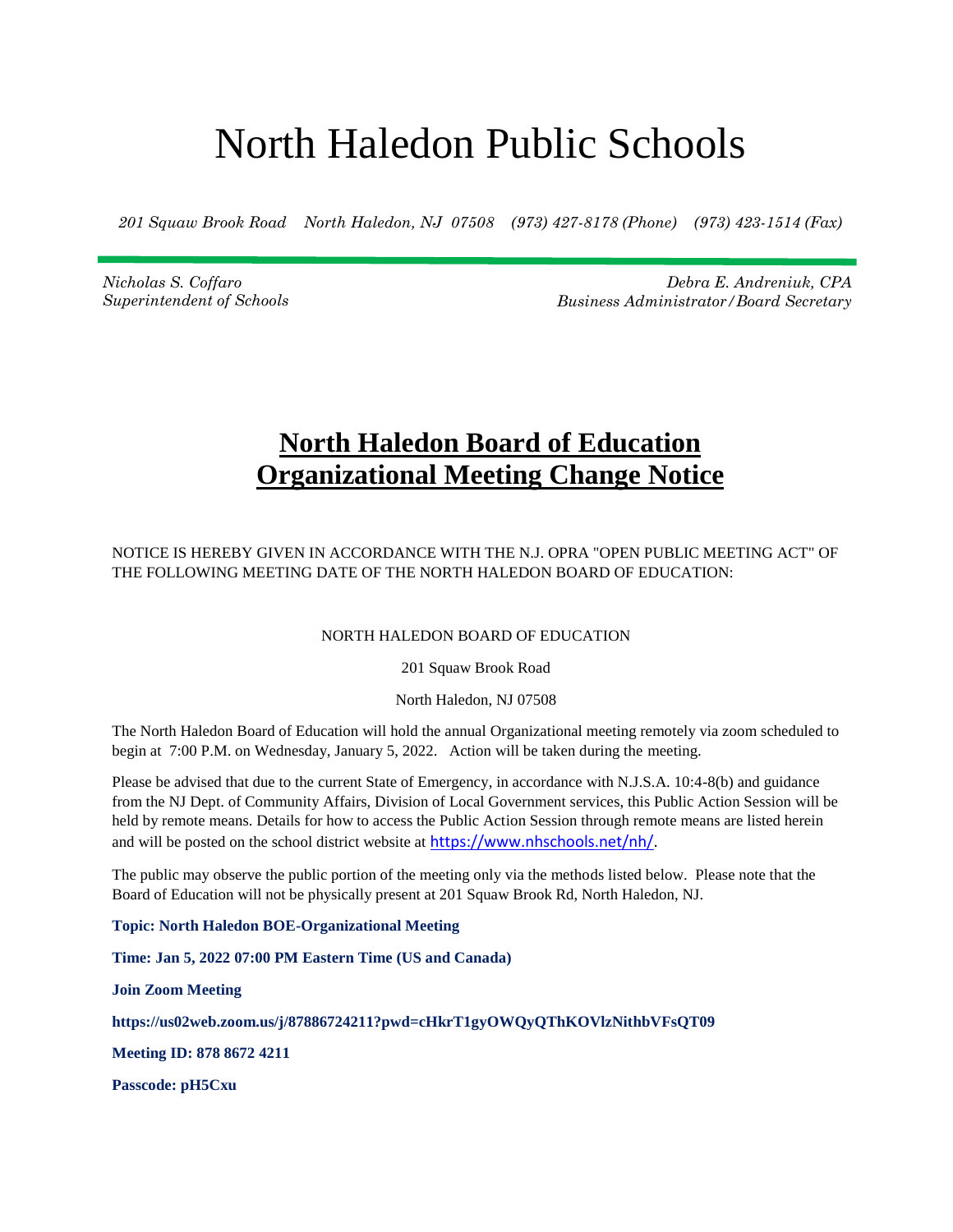# North Haledon Public Schools

*201 Squaw Brook Road North Haledon, NJ 07508 (973) 427-8178 (Phone) (973) 423-1514 (Fax)*

*Nicholas S. Coffaro*
*Superintendent of Schools*

*Debra E. Andreniuk, CPA*
*Business Administrator/Board Secretary*

## North Haledon Board of Education Organizational Meeting Change Notice

NOTICE IS HEREBY GIVEN IN ACCORDANCE WITH THE N.J. OPRA "OPEN PUBLIC MEETING ACT" OF THE FOLLOWING MEETING DATE OF THE NORTH HALEDON BOARD OF EDUCATION:

NORTH HALEDON BOARD OF EDUCATION

201 Squaw Brook Road

North Haledon, NJ 07508

The North Haledon Board of Education will hold the annual Organizational meeting remotely via zoom scheduled to begin at 7:00 P.M. on Wednesday, January 5, 2022. Action will be taken during the meeting.

Please be advised that due to the current State of Emergency, in accordance with N.J.S.A. 10:4-8(b) and guidance from the NJ Dept. of Community Affairs, Division of Local Government services, this Public Action Session will be held by remote means. Details for how to access the Public Action Session through remote means are listed herein and will be posted on the school district website at https://www.nhschools.net/nh/.

The public may observe the public portion of the meeting only via the methods listed below. Please note that the Board of Education will not be physically present at 201 Squaw Brook Rd, North Haledon, NJ.

**Topic: North Haledon BOE-Organizational Meeting**

**Time: Jan 5, 2022 07:00 PM Eastern Time (US and Canada)**

**Join Zoom Meeting**

**https://us02web.zoom.us/j/87886724211?pwd=cHkrT1gyOWQyQThKOVlzNithbVFsQT09**

**Meeting ID: 878 8672 4211**

**Passcode: pH5Cxu**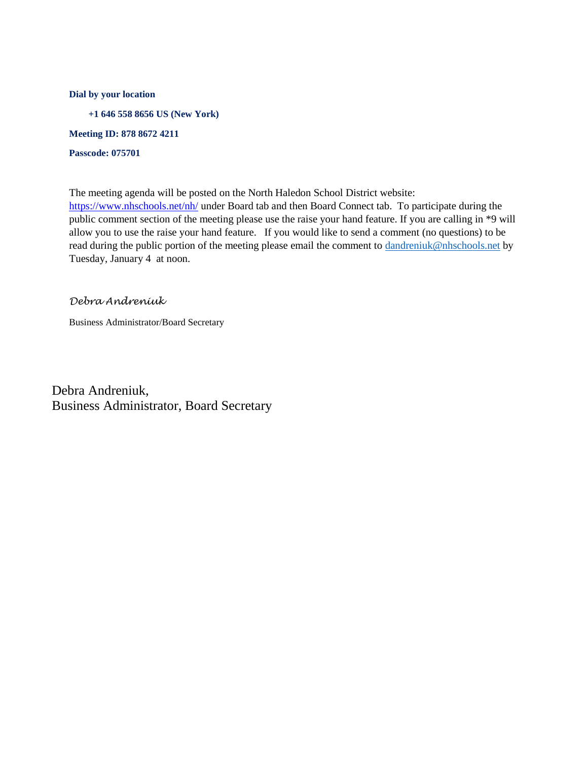**Dial by your location**

**+1 646 558 8656 US (New York)**

**Meeting ID: 878 8672 4211**

**Passcode: 075701**

The meeting agenda will be posted on the North Haledon School District website: https://www.nhschools.net/nh/ under Board tab and then Board Connect tab. To participate during the public comment section of the meeting please use the raise your hand feature. If you are calling in *9 will allow you to use the raise your hand feature. If you would like to send a comment (no questions) to be read during the public portion of the meeting please email the comment to dandreniuk@nhschools.net by Tuesday, January 4 at noon.

*Debra Andreniuk*

Business Administrator/Board Secretary

Debra Andreniuk,
Business Administrator, Board Secretary